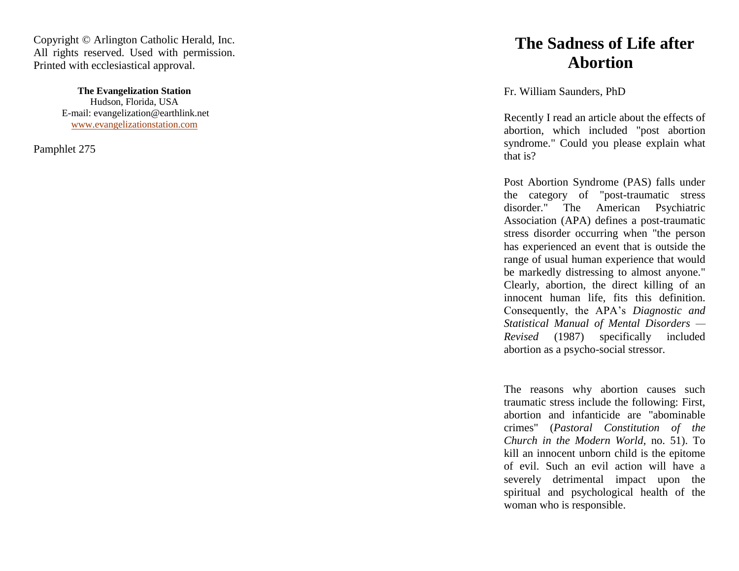Copyright © Arlington Catholic Herald, Inc. All rights reserved. Used with permission. Printed with ecclesiastical approval.

**The Evangelization Station**
Hudson, Florida, USA
E-mail: evangelization@earthlink.net
www.evangelizationstation.com

Pamphlet 275

# The Sadness of Life after Abortion

Fr. William Saunders, PhD

Recently I read an article about the effects of abortion, which included "post abortion syndrome." Could you please explain what that is?

Post Abortion Syndrome (PAS) falls under the category of "post-traumatic stress disorder." The American Psychiatric Association (APA) defines a post-traumatic stress disorder occurring when "the person has experienced an event that is outside the range of usual human experience that would be markedly distressing to almost anyone." Clearly, abortion, the direct killing of an innocent human life, fits this definition. Consequently, the APA's *Diagnostic and Statistical Manual of Mental Disorders — Revised* (1987) specifically included abortion as a psycho-social stressor.

The reasons why abortion causes such traumatic stress include the following: First, abortion and infanticide are "abominable crimes" (*Pastoral Constitution of the Church in the Modern World*, no. 51). To kill an innocent unborn child is the epitome of evil. Such an evil action will have a severely detrimental impact upon the spiritual and psychological health of the woman who is responsible.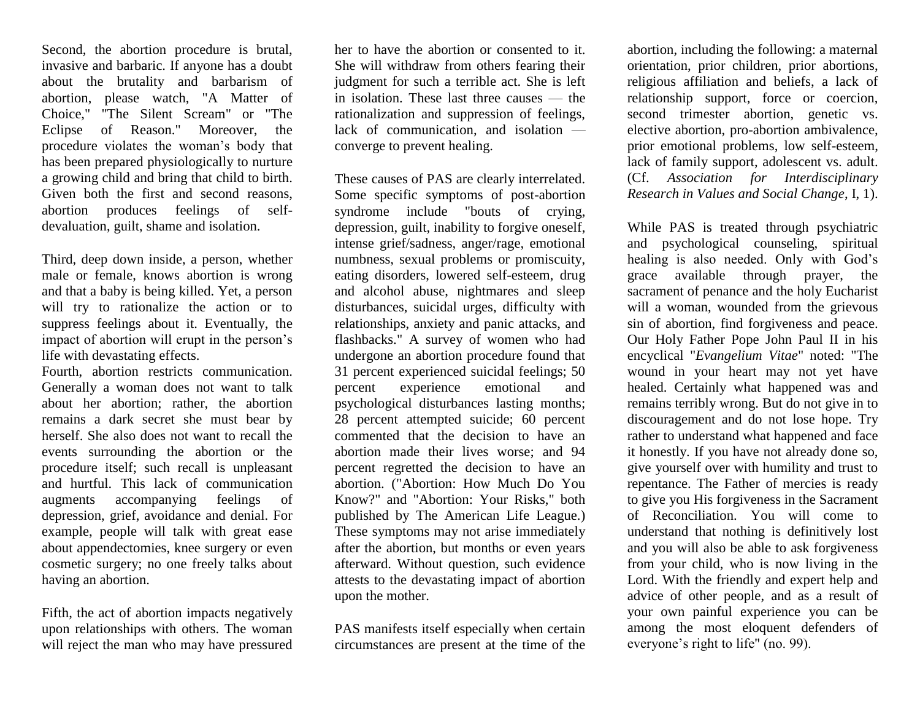Second, the abortion procedure is brutal, invasive and barbaric. If anyone has a doubt about the brutality and barbarism of abortion, please watch, "A Matter of Choice," "The Silent Scream" or "The Eclipse of Reason." Moreover, the procedure violates the woman's body that has been prepared physiologically to nurture a growing child and bring that child to birth. Given both the first and second reasons, abortion produces feelings of self-devaluation, guilt, shame and isolation.

Third, deep down inside, a person, whether male or female, knows abortion is wrong and that a baby is being killed. Yet, a person will try to rationalize the action or to suppress feelings about it. Eventually, the impact of abortion will erupt in the person's life with devastating effects.

Fourth, abortion restricts communication. Generally a woman does not want to talk about her abortion; rather, the abortion remains a dark secret she must bear by herself. She also does not want to recall the events surrounding the abortion or the procedure itself; such recall is unpleasant and hurtful. This lack of communication augments accompanying feelings of depression, grief, avoidance and denial. For example, people will talk with great ease about appendectomies, knee surgery or even cosmetic surgery; no one freely talks about having an abortion.

Fifth, the act of abortion impacts negatively upon relationships with others. The woman will reject the man who may have pressured her to have the abortion or consented to it. She will withdraw from others fearing their judgment for such a terrible act. She is left in isolation. These last three causes — the rationalization and suppression of feelings, lack of communication, and isolation — converge to prevent healing.

These causes of PAS are clearly interrelated. Some specific symptoms of post-abortion syndrome include "bouts of crying, depression, guilt, inability to forgive oneself, intense grief/sadness, anger/rage, emotional numbness, sexual problems or promiscuity, eating disorders, lowered self-esteem, drug and alcohol abuse, nightmares and sleep disturbances, suicidal urges, difficulty with relationships, anxiety and panic attacks, and flashbacks." A survey of women who had undergone an abortion procedure found that 31 percent experienced suicidal feelings; 50 percent experience emotional and psychological disturbances lasting months; 28 percent attempted suicide; 60 percent commented that the decision to have an abortion made their lives worse; and 94 percent regretted the decision to have an abortion. ("Abortion: How Much Do You Know?" and "Abortion: Your Risks," both published by The American Life League.) These symptoms may not arise immediately after the abortion, but months or even years afterward. Without question, such evidence attests to the devastating impact of abortion upon the mother.

PAS manifests itself especially when certain circumstances are present at the time of the abortion, including the following: a maternal orientation, prior children, prior abortions, religious affiliation and beliefs, a lack of relationship support, force or coercion, second trimester abortion, genetic vs. elective abortion, pro-abortion ambivalence, prior emotional problems, low self-esteem, lack of family support, adolescent vs. adult. (Cf. *Association for Interdisciplinary Research in Values and Social Change*, I, 1).

While PAS is treated through psychiatric and psychological counseling, spiritual healing is also needed. Only with God's grace available through prayer, the sacrament of penance and the holy Eucharist will a woman, wounded from the grievous sin of abortion, find forgiveness and peace. Our Holy Father Pope John Paul II in his encyclical "*Evangelium Vitae*" noted: "The wound in your heart may not yet have healed. Certainly what happened was and remains terribly wrong. But do not give in to discouragement and do not lose hope. Try rather to understand what happened and face it honestly. If you have not already done so, give yourself over with humility and trust to repentance. The Father of mercies is ready to give you His forgiveness in the Sacrament of Reconciliation. You will come to understand that nothing is definitively lost and you will also be able to ask forgiveness from your child, who is now living in the Lord. With the friendly and expert help and advice of other people, and as a result of your own painful experience you can be among the most eloquent defenders of everyone's right to life" (no. 99).